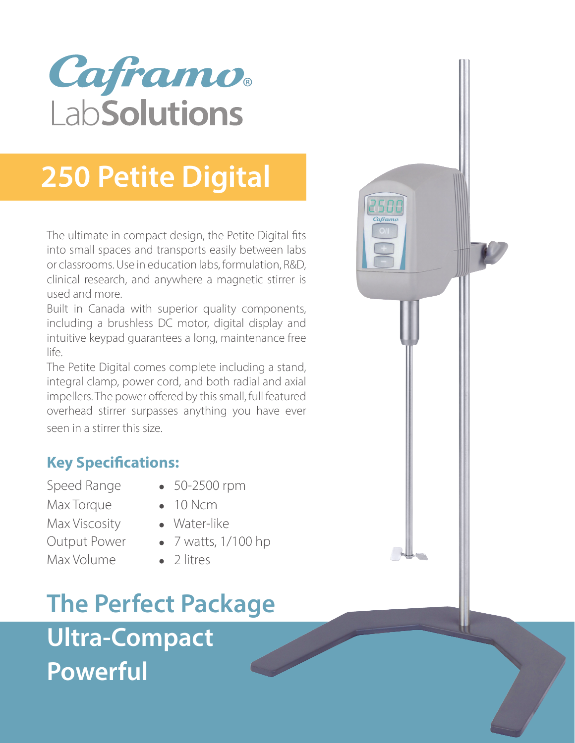# Caframo® LabSolutions

# 250 Petite Digital

The ultimate in compact design, the Petite Digital fits into small spaces and transports easily between labs or classrooms. Use in education labs, formulation, R&D, clinical research, and anywhere a magnetic stirrer is used and more.

Built in Canada with superior quality components, including a brushless DC motor, digital display and intuitive keypad guarantees a long, maintenance free life.

The Petite Digital comes complete including a stand, integral clamp, power cord, and both radial and axial impellers. The power offered by this small, full featured overhead stirrer surpasses anything you have ever seen in a stirrer this size.

## Key Specifications:

| | |
|---|---|
| Speed Range | • 50-2500 rpm |
| Max Torque | • 10 Ncm |
| Max Viscosity | • Water-like |
| Output Power | • 7 watts, 1/100 hp |
| Max Volume | • 2 litres |

## The Perfect Package

## Ultra-Compact

## Powerful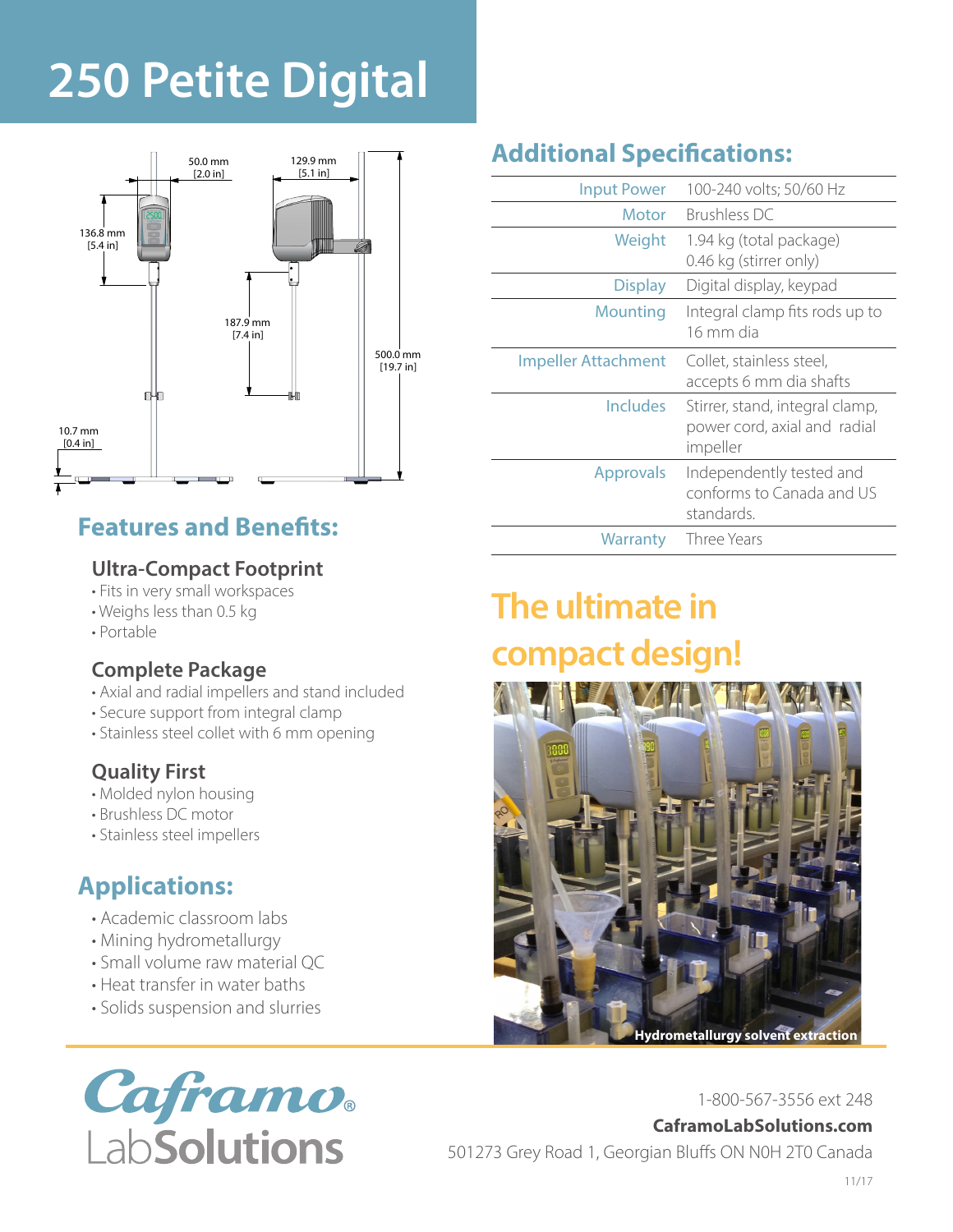# 250 Petite Digital

50.0 mm
[2.0 in]

129.9 mm
[5.1 in]

136.8 mm
[5.4 in]

187.9 mm
[7.4 in]

500.0 mm
[19.7 in]

10.7 mm
[0.4 in]

## Features and Benefits:

### Ultra-Compact Footprint

- Fits in very small workspaces
- Weighs less than 0.5 kg
- Portable

### Complete Package

- Axial and radial impellers and stand included
- Secure support from integral clamp
- Stainless steel collet with 6 mm opening

### Quality First

- Molded nylon housing
- Brushless DC motor
- Stainless steel impellers

## Applications:

- Academic classroom labs
- Mining hydrometallurgy
- Small volume raw material QC
- Heat transfer in water baths
- Solids suspension and slurries

## Additional Specifications:

| | |
|---|---|
| Input Power | 100-240 volts; 50/60 Hz |
| Motor | Brushless DC |
| Weight | 1.94 kg (total package)<br>0.46 kg (stirrer only) |
| Display | Digital display, keypad |
| Mounting | Integral clamp fits rods up to 16 mm dia |
| Impeller Attachment | Collet, stainless steel, accepts 6 mm dia shafts |
| Includes | Stirrer, stand, integral clamp, power cord, axial and radial impeller |
| Approvals | Independently tested and conforms to Canada and US standards. |
| Warranty | Three Years |

## The ultimate in compact design!

Hydrometallurgy solvent extraction

Caframo® LabSolutions

1-800-567-3556 ext 248

**CaframoLabSolutions.com**

501273 Grey Road 1, Georgian Bluffs ON N0H 2T0 Canada

11/17